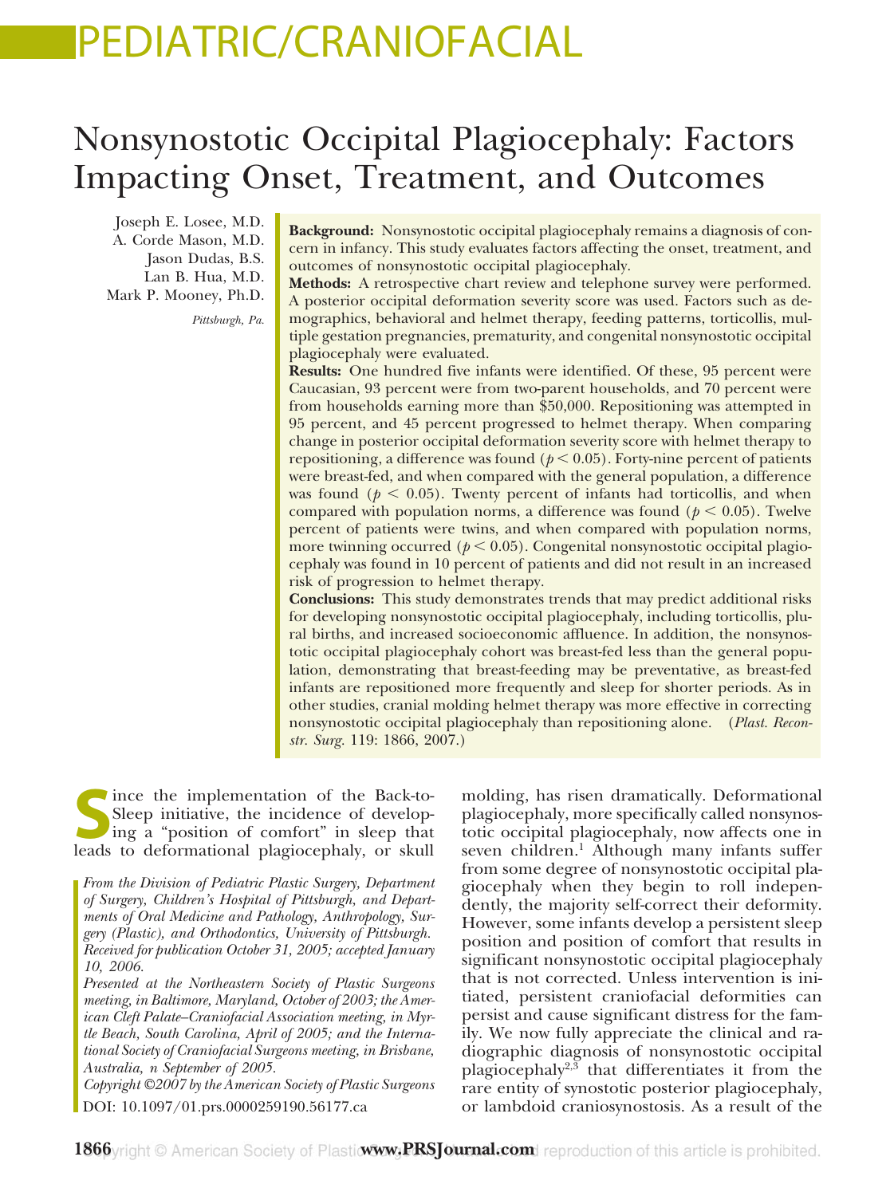# PEDIATRIC/CRANIOFACIAL

# Nonsynostotic Occipital Plagiocephaly: Factors Impacting Onset, Treatment, and Outcomes

Joseph E. Losee, M.D.
A. Corde Mason, M.D.
Jason Dudas, B.S.
Lan B. Hua, M.D.
Mark P. Mooney, Ph.D.

*Pittsburgh, Pa.*

**Background:** Nonsynostotic occipital plagiocephaly remains a diagnosis of concern in infancy. This study evaluates factors affecting the onset, treatment, and outcomes of nonsynostotic occipital plagiocephaly.

**Methods:** A retrospective chart review and telephone survey were performed. A posterior occipital deformation severity score was used. Factors such as demographics, behavioral and helmet therapy, feeding patterns, torticollis, multiple gestation pregnancies, prematurity, and congenital nonsynostotic occipital plagiocephaly were evaluated.

**Results:** One hundred five infants were identified. Of these, 95 percent were Caucasian, 93 percent were from two-parent households, and 70 percent were from households earning more than $50,000. Repositioning was attempted in 95 percent, and 45 percent progressed to helmet therapy. When comparing change in posterior occipital deformation severity score with helmet therapy to repositioning, a difference was found ($p < 0.05$). Forty-nine percent of patients were breast-fed, and when compared with the general population, a difference was found ($p < 0.05$). Twenty percent of infants had torticollis, and when compared with population norms, a difference was found ($p < 0.05$). Twelve percent of patients were twins, and when compared with population norms, more twinning occurred ($p < 0.05$). Congenital nonsynostotic occipital plagiocephaly was found in 10 percent of patients and did not result in an increased risk of progression to helmet therapy.

**Conclusions:** This study demonstrates trends that may predict additional risks for developing nonsynostotic occipital plagiocephaly, including torticollis, plural births, and increased socioeconomic affluence. In addition, the nonsynostotic occipital plagiocephaly cohort was breast-fed less than the general population, demonstrating that breast-feeding may be preventative, as breast-fed infants are repositioned more frequently and sleep for shorter periods. As in other studies, cranial molding helmet therapy was more effective in correcting nonsynostotic occipital plagiocephaly than repositioning alone. (*Plast. Reconstr. Surg.* 119: 1866, 2007.)

Since the implementation of the Back-to-Sleep initiative, the incidence of developing a "position of comfort" in sleep that leads to deformational plagiocephaly, or skull molding, has risen dramatically. Deformational plagiocephaly, more specifically called nonsynostotic occipital plagiocephaly, now affects one in seven children.[1] Although many infants suffer from some degree of nonsynostotic occipital plagiocephaly when they begin to roll independently, the majority self-correct their deformity. However, some infants develop a persistent sleep position and position of comfort that results in significant nonsynostotic occipital plagiocephaly that is not corrected. Unless intervention is initiated, persistent craniofacial deformities can persist and cause significant distress for the family. We now fully appreciate the clinical and radiographic diagnosis of nonsynostotic occipital plagiocephaly[2,3] that differentiates it from the rare entity of synostotic posterior plagiocephaly, or lambdoid craniosynostosis. As a result of the

*From the Division of Pediatric Plastic Surgery, Department of Surgery, Children's Hospital of Pittsburgh, and Departments of Oral Medicine and Pathology, Anthropology, Surgery (Plastic), and Orthodontics, University of Pittsburgh. Received for publication October 31, 2005; accepted January 10, 2006.*

*Presented at the Northeastern Society of Plastic Surgeons meeting, in Baltimore, Maryland, October of 2003; the American Cleft Palate–Craniofacial Association meeting, in Myrtle Beach, South Carolina, April of 2005; and the International Society of Craniofacial Surgeons meeting, in Brisbane, Australia, n September of 2005.*

*Copyright ©2007 by the American Society of Plastic Surgeons*

DOI: 10.1097/01.prs.0000259190.56177.ca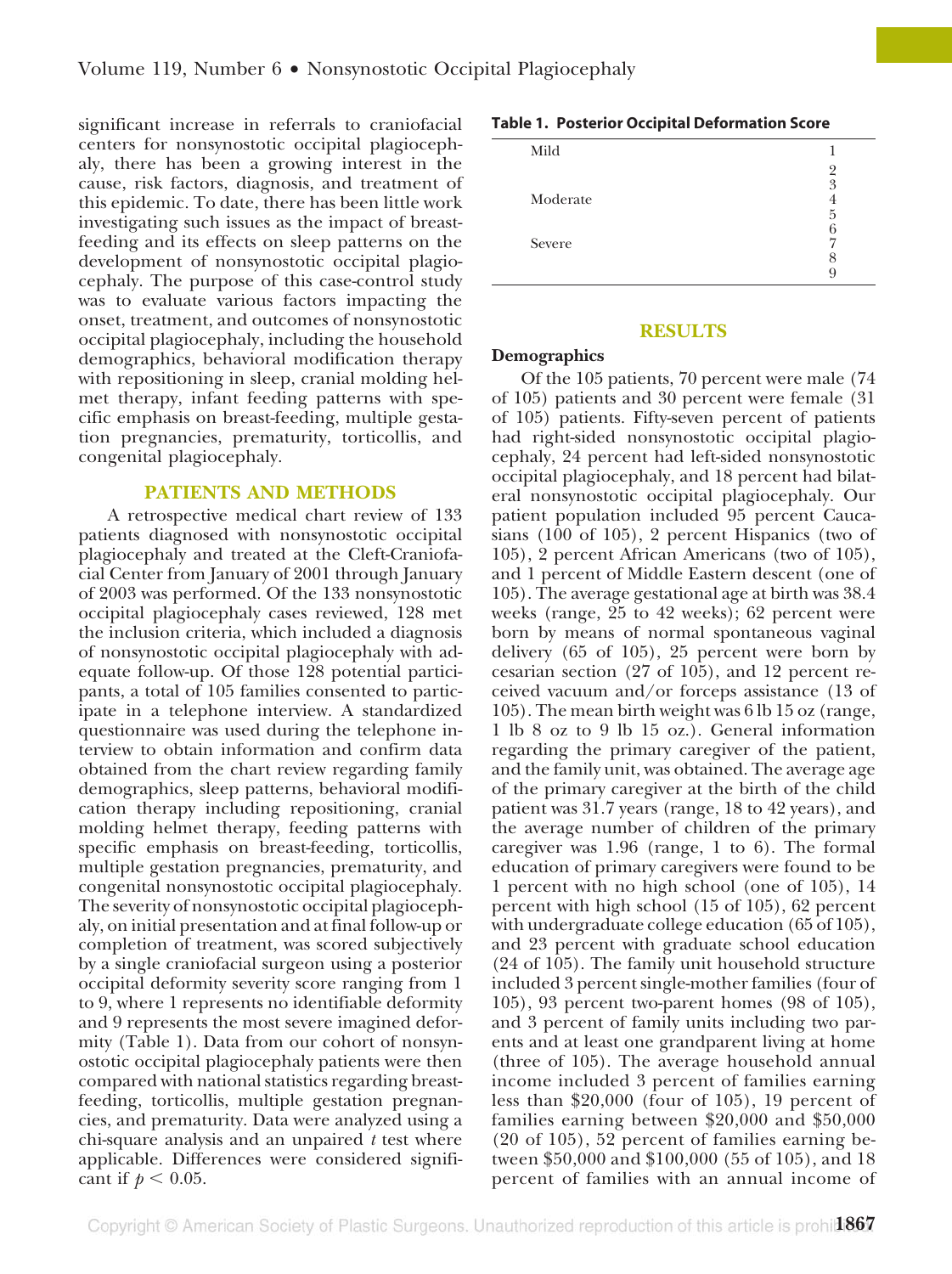significant increase in referrals to craniofacial centers for nonsynostotic occipital plagiocephaly, there has been a growing interest in the cause, risk factors, diagnosis, and treatment of this epidemic. To date, there has been little work investigating such issues as the impact of breast-feeding and its effects on sleep patterns on the development of nonsynostotic occipital plagiocephaly. The purpose of this case-control study was to evaluate various factors impacting the onset, treatment, and outcomes of nonsynostotic occipital plagiocephaly, including the household demographics, behavioral modification therapy with repositioning in sleep, cranial molding helmet therapy, infant feeding patterns with specific emphasis on breast-feeding, multiple gestation pregnancies, prematurity, torticollis, and congenital plagiocephaly.

## PATIENTS AND METHODS

A retrospective medical chart review of 133 patients diagnosed with nonsynostotic occipital plagiocephaly and treated at the Cleft-Craniofacial Center from January of 2001 through January of 2003 was performed. Of the 133 nonsynostotic occipital plagiocephaly cases reviewed, 128 met the inclusion criteria, which included a diagnosis of nonsynostotic occipital plagiocephaly with adequate follow-up. Of those 128 potential participants, a total of 105 families consented to participate in a telephone interview. A standardized questionnaire was used during the telephone interview to obtain information and confirm data obtained from the chart review regarding family demographics, sleep patterns, behavioral modification therapy including repositioning, cranial molding helmet therapy, feeding patterns with specific emphasis on breast-feeding, torticollis, multiple gestation pregnancies, prematurity, and congenital nonsynostotic occipital plagiocephaly. The severity of nonsynostotic occipital plagiocephaly, on initial presentation and at final follow-up or completion of treatment, was scored subjectively by a single craniofacial surgeon using a posterior occipital deformity severity score ranging from 1 to 9, where 1 represents no identifiable deformity and 9 represents the most severe imagined deformity (Table 1). Data from our cohort of nonsynostotic occipital plagiocephaly patients were then compared with national statistics regarding breast-feeding, torticollis, multiple gestation pregnancies, and prematurity. Data were analyzed using a chi-square analysis and an unpaired *t* test where applicable. Differences were considered significant if $p < 0.05$.

**Table 1. Posterior Occipital Deformation Score**

| | |
|---|---|
| Mild | 1 |
| | 2 |
| | 3 |
| Moderate | 4 |
| | 5 |
| | 6 |
| Severe | 7 |
| | 8 |
| | 9 |

## RESULTS

### Demographics

Of the 105 patients, 70 percent were male (74 of 105) patients and 30 percent were female (31 of 105) patients. Fifty-seven percent of patients had right-sided nonsynostotic occipital plagiocephaly, 24 percent had left-sided nonsynostotic occipital plagiocephaly, and 18 percent had bilateral nonsynostotic occipital plagiocephaly. Our patient population included 95 percent Caucasians (100 of 105), 2 percent Hispanics (two of 105), 2 percent African Americans (two of 105), and 1 percent of Middle Eastern descent (one of 105). The average gestational age at birth was 38.4 weeks (range, 25 to 42 weeks); 62 percent were born by means of normal spontaneous vaginal delivery (65 of 105), 25 percent were born by cesarian section (27 of 105), and 12 percent received vacuum and/or forceps assistance (13 of 105). The mean birth weight was 6 lb 15 oz (range, 1 lb 8 oz to 9 lb 15 oz.). General information regarding the primary caregiver of the patient, and the family unit, was obtained. The average age of the primary caregiver at the birth of the child patient was 31.7 years (range, 18 to 42 years), and the average number of children of the primary caregiver was 1.96 (range, 1 to 6). The formal education of primary caregivers were found to be 1 percent with no high school (one of 105), 14 percent with high school (15 of 105), 62 percent with undergraduate college education (65 of 105), and 23 percent with graduate school education (24 of 105). The family unit household structure included 3 percent single-mother families (four of 105), 93 percent two-parent homes (98 of 105), and 3 percent of family units including two parents and at least one grandparent living at home (three of 105). The average household annual income included 3 percent of families earning less than \$20,000 (four of 105), 19 percent of families earning between \$20,000 and \$50,000 (20 of 105), 52 percent of families earning between \$50,000 and \$100,000 (55 of 105), and 18 percent of families with an annual income of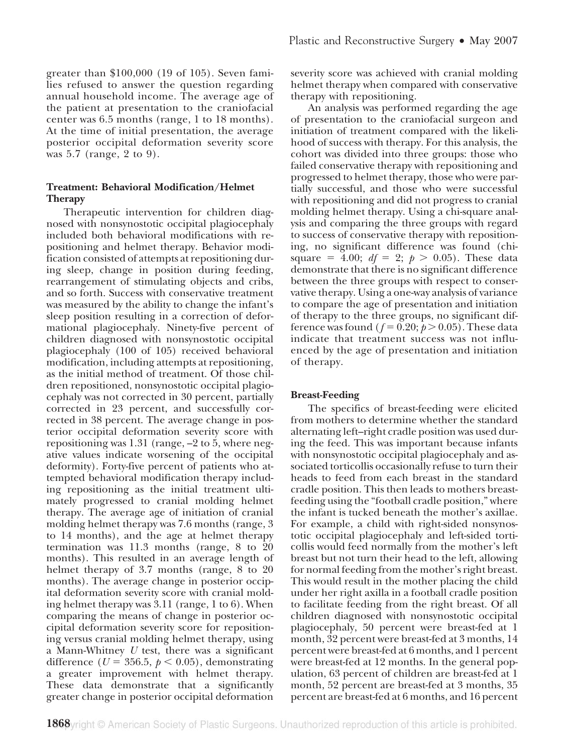greater than $100,000 (19 of 105). Seven families refused to answer the question regarding annual household income. The average age of the patient at presentation to the craniofacial center was 6.5 months (range, 1 to 18 months). At the time of initial presentation, the average posterior occipital deformation severity score was 5.7 (range, 2 to 9).

### Treatment: Behavioral Modification/Helmet Therapy

Therapeutic intervention for children diagnosed with nonsynostotic occipital plagiocephaly included both behavioral modifications with repositioning and helmet therapy. Behavior modification consisted of attempts at repositioning during sleep, change in position during feeding, rearrangement of stimulating objects and cribs, and so forth. Success with conservative treatment was measured by the ability to change the infant's sleep position resulting in a correction of deformational plagiocephaly. Ninety-five percent of children diagnosed with nonsynostotic occipital plagiocephaly (100 of 105) received behavioral modification, including attempts at repositioning, as the initial method of treatment. Of those children repositioned, nonsynostotic occipital plagiocephaly was not corrected in 30 percent, partially corrected in 23 percent, and successfully corrected in 38 percent. The average change in posterior occipital deformation severity score with repositioning was 1.31 (range, –2 to 5, where negative values indicate worsening of the occipital deformity). Forty-five percent of patients who attempted behavioral modification therapy including repositioning as the initial treatment ultimately progressed to cranial molding helmet therapy. The average age of initiation of cranial molding helmet therapy was 7.6 months (range, 3 to 14 months), and the age at helmet therapy termination was 11.3 months (range, 8 to 20 months). This resulted in an average length of helmet therapy of 3.7 months (range, 8 to 20 months). The average change in posterior occipital deformation severity score with cranial molding helmet therapy was 3.11 (range, 1 to 6). When comparing the means of change in posterior occipital deformation severity score for repositioning versus cranial molding helmet therapy, using a Mann-Whitney $U$ test, there was a significant difference ($U = 356.5$, $p < 0.05$), demonstrating a greater improvement with helmet therapy. These data demonstrate that a significantly greater change in posterior occipital deformation severity score was achieved with cranial molding helmet therapy when compared with conservative therapy with repositioning.

An analysis was performed regarding the age of presentation to the craniofacial surgeon and initiation of treatment compared with the likelihood of success with therapy. For this analysis, the cohort was divided into three groups: those who failed conservative therapy with repositioning and progressed to helmet therapy, those who were partially successful, and those who were successful with repositioning and did not progress to cranial molding helmet therapy. Using a chi-square analysis and comparing the three groups with regard to success of conservative therapy with repositioning, no significant difference was found (chi-square = 4.00; $df = 2$; $p > 0.05$). These data demonstrate that there is no significant difference between the three groups with respect to conservative therapy. Using a one-way analysis of variance to compare the age of presentation and initiation of therapy to the three groups, no significant difference was found ($f = 0.20$; $p > 0.05$). These data indicate that treatment success was not influenced by the age of presentation and initiation of therapy.

### Breast-Feeding

The specifics of breast-feeding were elicited from mothers to determine whether the standard alternating left–right cradle position was used during the feed. This was important because infants with nonsynostotic occipital plagiocephaly and associated torticollis occasionally refuse to turn their heads to feed from each breast in the standard cradle position. This then leads to mothers breast-feeding using the "football cradle position," where the infant is tucked beneath the mother's axillae. For example, a child with right-sided nonsynostotic occipital plagiocephaly and left-sided torticollis would feed normally from the mother's left breast but not turn their head to the left, allowing for normal feeding from the mother's right breast. This would result in the mother placing the child under her right axilla in a football cradle position to facilitate feeding from the right breast. Of all children diagnosed with nonsynostotic occipital plagiocephaly, 50 percent were breast-fed at 1 month, 32 percent were breast-fed at 3 months, 14 percent were breast-fed at 6 months, and 1 percent were breast-fed at 12 months. In the general population, 63 percent of children are breast-fed at 1 month, 52 percent are breast-fed at 3 months, 35 percent are breast-fed at 6 months, and 16 percent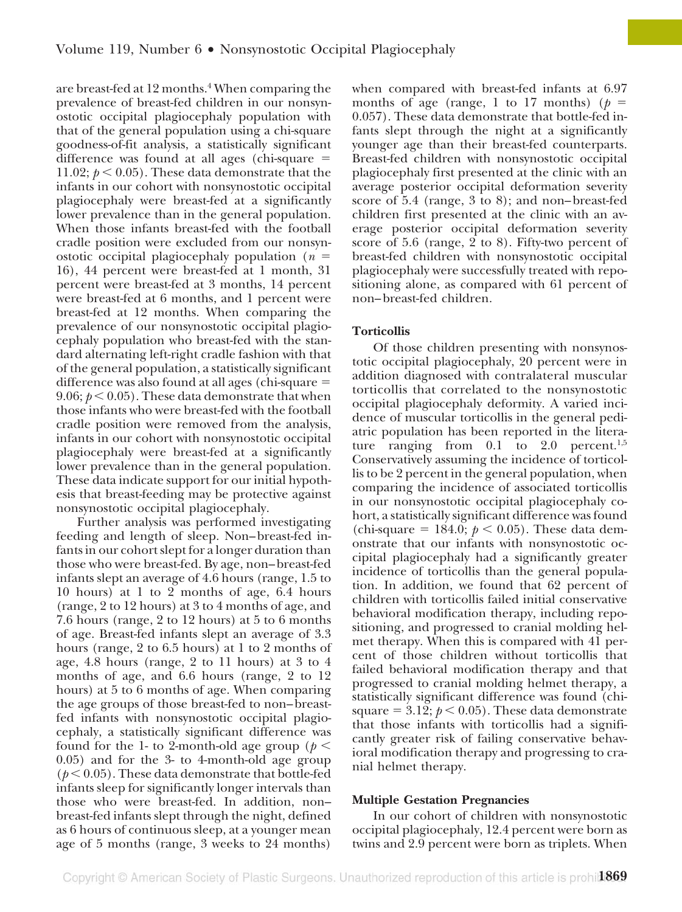are breast-fed at 12 months.[4] When comparing the prevalence of breast-fed children in our nonsynostotic occipital plagiocephaly population with that of the general population using a chi-square goodness-of-fit analysis, a statistically significant difference was found at all ages (chi-square = 11.02; $p < 0.05$). These data demonstrate that the infants in our cohort with nonsynostotic occipital plagiocephaly were breast-fed at a significantly lower prevalence than in the general population. When those infants breast-fed with the football cradle position were excluded from our nonsynostotic occipital plagiocephaly population ($n$ = 16), 44 percent were breast-fed at 1 month, 31 percent were breast-fed at 3 months, 14 percent were breast-fed at 6 months, and 1 percent were breast-fed at 12 months. When comparing the prevalence of our nonsynostotic occipital plagiocephaly population who breast-fed with the standard alternating left-right cradle fashion with that of the general population, a statistically significant difference was also found at all ages (chi-square = 9.06; $p < 0.05$). These data demonstrate that when those infants who were breast-fed with the football cradle position were removed from the analysis, infants in our cohort with nonsynostotic occipital plagiocephaly were breast-fed at a significantly lower prevalence than in the general population. These data indicate support for our initial hypothesis that breast-feeding may be protective against nonsynostotic occipital plagiocephaly.

Further analysis was performed investigating feeding and length of sleep. Non–breast-fed infants in our cohort slept for a longer duration than those who were breast-fed. By age, non–breast-fed infants slept an average of 4.6 hours (range, 1.5 to 10 hours) at 1 to 2 months of age, 6.4 hours (range, 2 to 12 hours) at 3 to 4 months of age, and 7.6 hours (range, 2 to 12 hours) at 5 to 6 months of age. Breast-fed infants slept an average of 3.3 hours (range, 2 to 6.5 hours) at 1 to 2 months of age, 4.8 hours (range, 2 to 11 hours) at 3 to 4 months of age, and 6.6 hours (range, 2 to 12 hours) at 5 to 6 months of age. When comparing the age groups of those breast-fed to non–breast-fed infants with nonsynostotic occipital plagiocephaly, a statistically significant difference was found for the 1- to 2-month-old age group ($p < 0.05$) and for the 3- to 4-month-old age group ($p < 0.05$). These data demonstrate that bottle-fed infants sleep for significantly longer intervals than those who were breast-fed. In addition, non–breast-fed infants slept through the night, defined as 6 hours of continuous sleep, at a younger mean age of 5 months (range, 3 weeks to 24 months) when compared with breast-fed infants at 6.97 months of age (range, 1 to 17 months) ($p$ = 0.057). These data demonstrate that bottle-fed infants slept through the night at a significantly younger age than their breast-fed counterparts. Breast-fed children with nonsynostotic occipital plagiocephaly first presented at the clinic with an average posterior occipital deformation severity score of 5.4 (range, 3 to 8); and non–breast-fed children first presented at the clinic with an average posterior occipital deformation severity score of 5.6 (range, 2 to 8). Fifty-two percent of breast-fed children with nonsynostotic occipital plagiocephaly were successfully treated with repositioning alone, as compared with 61 percent of non–breast-fed children.

### Torticollis

Of those children presenting with nonsynostotic occipital plagiocephaly, 20 percent were in addition diagnosed with contralateral muscular torticollis that correlated to the nonsynostotic occipital plagiocephaly deformity. A varied incidence of muscular torticollis in the general pediatric population has been reported in the literature ranging from 0.1 to 2.0 percent.[1,5] Conservatively assuming the incidence of torticollis to be 2 percent in the general population, when comparing the incidence of associated torticollis in our nonsynostotic occipital plagiocephaly cohort, a statistically significant difference was found (chi-square = 184.0; $p < 0.05$). These data demonstrate that our infants with nonsynostotic occipital plagiocephaly had a significantly greater incidence of torticollis than the general population. In addition, we found that 62 percent of children with torticollis failed initial conservative behavioral modification therapy, including repositioning, and progressed to cranial molding helmet therapy. When this is compared with 41 percent of those children without torticollis that failed behavioral modification therapy and that progressed to cranial molding helmet therapy, a statistically significant difference was found (chi-square = 3.12; $p < 0.05$). These data demonstrate that those infants with torticollis had a significantly greater risk of failing conservative behavioral modification therapy and progressing to cranial helmet therapy.

### Multiple Gestation Pregnancies

In our cohort of children with nonsynostotic occipital plagiocephaly, 12.4 percent were born as twins and 2.9 percent were born as triplets. When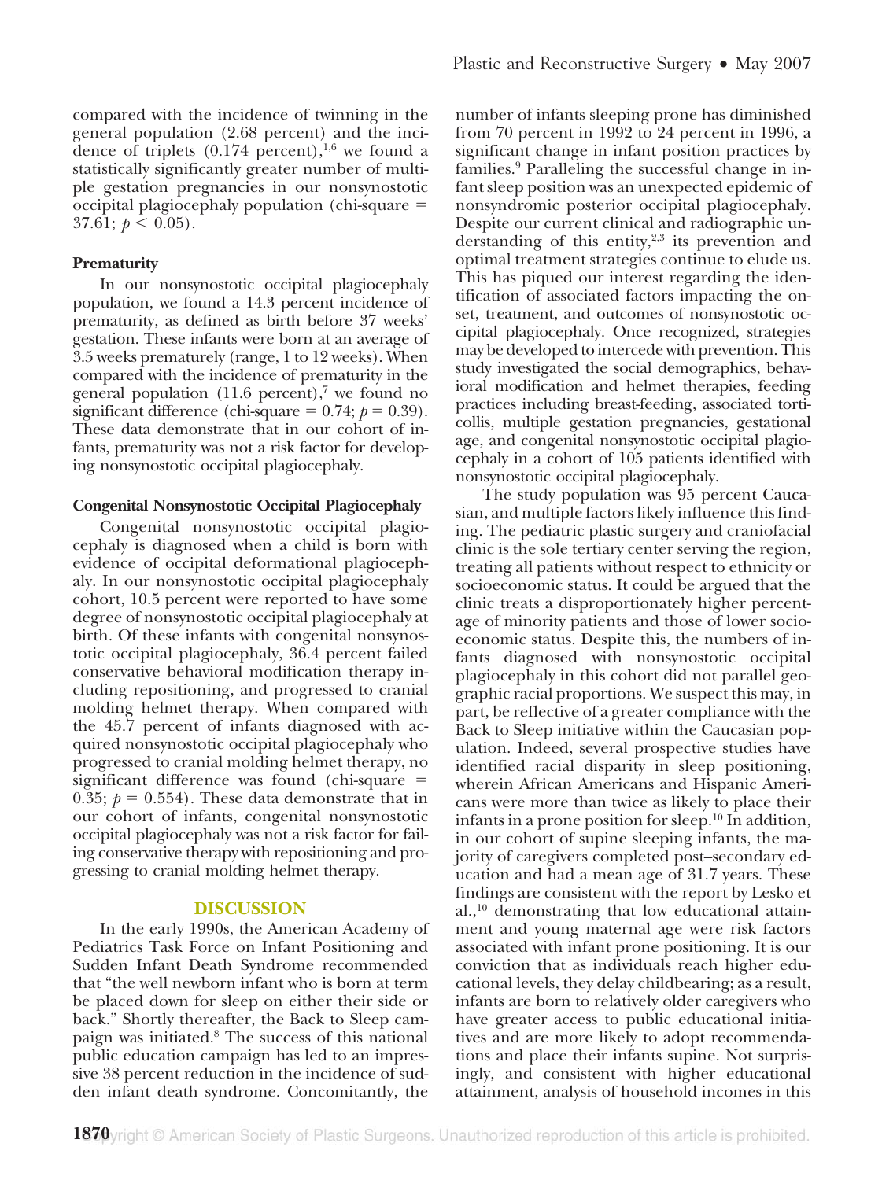compared with the incidence of twinning in the general population (2.68 percent) and the incidence of triplets (0.174 percent),[1,6] we found a statistically significantly greater number of multiple gestation pregnancies in our nonsynostotic occipital plagiocephaly population (chi-square = 37.61; $p < 0.05$).

### Prematurity

In our nonsynostotic occipital plagiocephaly population, we found a 14.3 percent incidence of prematurity, as defined as birth before 37 weeks' gestation. These infants were born at an average of 3.5 weeks prematurely (range, 1 to 12 weeks). When compared with the incidence of prematurity in the general population (11.6 percent),[7] we found no significant difference (chi-square = 0.74; $p = 0.39$). These data demonstrate that in our cohort of infants, prematurity was not a risk factor for developing nonsynostotic occipital plagiocephaly.

### Congenital Nonsynostotic Occipital Plagiocephaly

Congenital nonsynostotic occipital plagiocephaly is diagnosed when a child is born with evidence of occipital deformational plagiocephaly. In our nonsynostotic occipital plagiocephaly cohort, 10.5 percent were reported to have some degree of nonsynostotic occipital plagiocephaly at birth. Of these infants with congenital nonsynostotic occipital plagiocephaly, 36.4 percent failed conservative behavioral modification therapy including repositioning, and progressed to cranial molding helmet therapy. When compared with the 45.7 percent of infants diagnosed with acquired nonsynostotic occipital plagiocephaly who progressed to cranial molding helmet therapy, no significant difference was found (chi-square = 0.35; $p = 0.554$). These data demonstrate that in our cohort of infants, congenital nonsynostotic occipital plagiocephaly was not a risk factor for failing conservative therapy with repositioning and progressing to cranial molding helmet therapy.

## DISCUSSION

In the early 1990s, the American Academy of Pediatrics Task Force on Infant Positioning and Sudden Infant Death Syndrome recommended that "the well newborn infant who is born at term be placed down for sleep on either their side or back." Shortly thereafter, the Back to Sleep campaign was initiated.[8] The success of this national public education campaign has led to an impressive 38 percent reduction in the incidence of sudden infant death syndrome. Concomitantly, the number of infants sleeping prone has diminished from 70 percent in 1992 to 24 percent in 1996, a significant change in infant position practices by families.[9] Paralleling the successful change in infant sleep position was an unexpected epidemic of nonsyndromic posterior occipital plagiocephaly. Despite our current clinical and radiographic understanding of this entity,[2,3] its prevention and optimal treatment strategies continue to elude us. This has piqued our interest regarding the identification of associated factors impacting the onset, treatment, and outcomes of nonsynostotic occipital plagiocephaly. Once recognized, strategies may be developed to intercede with prevention. This study investigated the social demographics, behavioral modification and helmet therapies, feeding practices including breast-feeding, associated torticollis, multiple gestation pregnancies, gestational age, and congenital nonsynostotic occipital plagiocephaly in a cohort of 105 patients identified with nonsynostotic occipital plagiocephaly.

The study population was 95 percent Caucasian, and multiple factors likely influence this finding. The pediatric plastic surgery and craniofacial clinic is the sole tertiary center serving the region, treating all patients without respect to ethnicity or socioeconomic status. It could be argued that the clinic treats a disproportionately higher percentage of minority patients and those of lower socioeconomic status. Despite this, the numbers of infants diagnosed with nonsynostotic occipital plagiocephaly in this cohort did not parallel geographic racial proportions. We suspect this may, in part, be reflective of a greater compliance with the Back to Sleep initiative within the Caucasian population. Indeed, several prospective studies have identified racial disparity in sleep positioning, wherein African Americans and Hispanic Americans were more than twice as likely to place their infants in a prone position for sleep.[10] In addition, in our cohort of supine sleeping infants, the majority of caregivers completed post–secondary education and had a mean age of 31.7 years. These findings are consistent with the report by Lesko et al.,[10] demonstrating that low educational attainment and young maternal age were risk factors associated with infant prone positioning. It is our conviction that as individuals reach higher educational levels, they delay childbearing; as a result, infants are born to relatively older caregivers who have greater access to public educational initiatives and are more likely to adopt recommendations and place their infants supine. Not surprisingly, and consistent with higher educational attainment, analysis of household incomes in this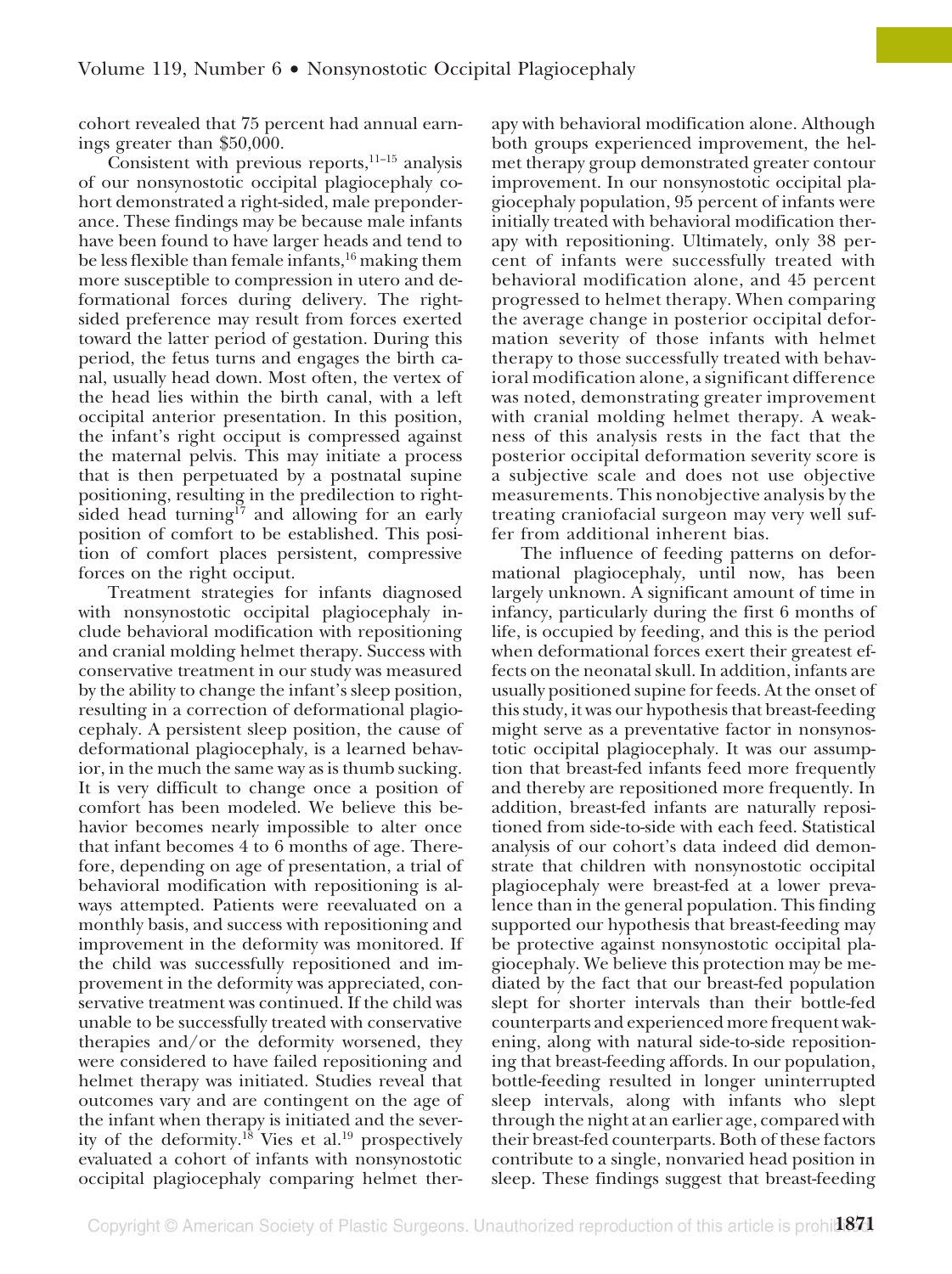cohort revealed that 75 percent had annual earnings greater than $50,000.

Consistent with previous reports,[11–15] analysis of our nonsynostotic occipital plagiocephaly cohort demonstrated a right-sided, male preponderance. These findings may be because male infants have been found to have larger heads and tend to be less flexible than female infants,[16] making them more susceptible to compression in utero and deformational forces during delivery. The right-sided preference may result from forces exerted toward the latter period of gestation. During this period, the fetus turns and engages the birth canal, usually head down. Most often, the vertex of the head lies within the birth canal, with a left occipital anterior presentation. In this position, the infant's right occiput is compressed against the maternal pelvis. This may initiate a process that is then perpetuated by a postnatal supine positioning, resulting in the predilection to right-sided head turning[17] and allowing for an early position of comfort to be established. This position of comfort places persistent, compressive forces on the right occiput.

Treatment strategies for infants diagnosed with nonsynostotic occipital plagiocephaly include behavioral modification with repositioning and cranial molding helmet therapy. Success with conservative treatment in our study was measured by the ability to change the infant's sleep position, resulting in a correction of deformational plagiocephaly. A persistent sleep position, the cause of deformational plagiocephaly, is a learned behavior, in the much the same way as is thumb sucking. It is very difficult to change once a position of comfort has been modeled. We believe this behavior becomes nearly impossible to alter once that infant becomes 4 to 6 months of age. Therefore, depending on age of presentation, a trial of behavioral modification with repositioning is always attempted. Patients were reevaluated on a monthly basis, and success with repositioning and improvement in the deformity was monitored. If the child was successfully repositioned and improvement in the deformity was appreciated, conservative treatment was continued. If the child was unable to be successfully treated with conservative therapies and/or the deformity worsened, they were considered to have failed repositioning and helmet therapy was initiated. Studies reveal that outcomes vary and are contingent on the age of the infant when therapy is initiated and the severity of the deformity.[18] Vies et al.[19] prospectively evaluated a cohort of infants with nonsynostotic occipital plagiocephaly comparing helmet therapy with behavioral modification alone. Although both groups experienced improvement, the helmet therapy group demonstrated greater contour improvement. In our nonsynostotic occipital plagiocephaly population, 95 percent of infants were initially treated with behavioral modification therapy with repositioning. Ultimately, only 38 percent of infants were successfully treated with behavioral modification alone, and 45 percent progressed to helmet therapy. When comparing the average change in posterior occipital deformation severity of those infants with helmet therapy to those successfully treated with behavioral modification alone, a significant difference was noted, demonstrating greater improvement with cranial molding helmet therapy. A weakness of this analysis rests in the fact that the posterior occipital deformation severity score is a subjective scale and does not use objective measurements. This nonobjective analysis by the treating craniofacial surgeon may very well suffer from additional inherent bias.

The influence of feeding patterns on deformational plagiocephaly, until now, has been largely unknown. A significant amount of time in infancy, particularly during the first 6 months of life, is occupied by feeding, and this is the period when deformational forces exert their greatest effects on the neonatal skull. In addition, infants are usually positioned supine for feeds. At the onset of this study, it was our hypothesis that breast-feeding might serve as a preventative factor in nonsynostotic occipital plagiocephaly. It was our assumption that breast-fed infants feed more frequently and thereby are repositioned more frequently. In addition, breast-fed infants are naturally repositioned from side-to-side with each feed. Statistical analysis of our cohort's data indeed did demonstrate that children with nonsynostotic occipital plagiocephaly were breast-fed at a lower prevalence than in the general population. This finding supported our hypothesis that breast-feeding may be protective against nonsynostotic occipital plagiocephaly. We believe this protection may be mediated by the fact that our breast-fed population slept for shorter intervals than their bottle-fed counterparts and experienced more frequent wakening, along with natural side-to-side repositioning that breast-feeding affords. In our population, bottle-feeding resulted in longer uninterrupted sleep intervals, along with infants who slept through the night at an earlier age, compared with their breast-fed counterparts. Both of these factors contribute to a single, nonvaried head position in sleep. These findings suggest that breast-feeding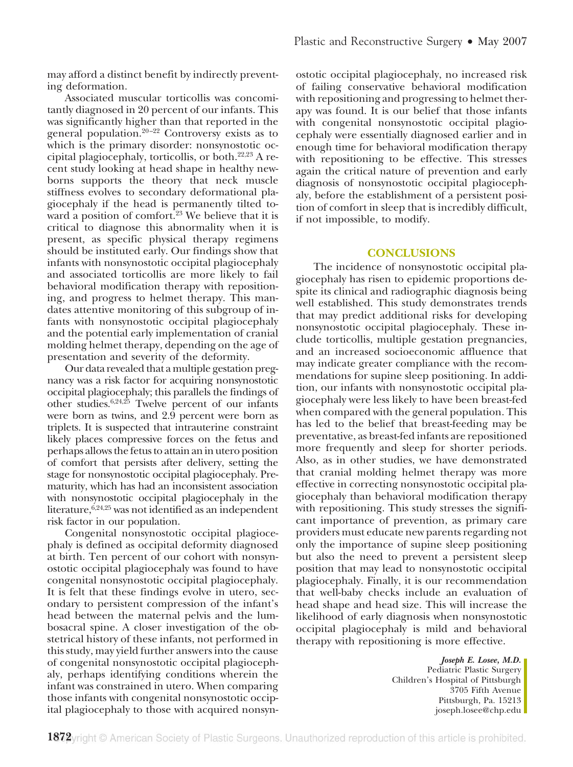may afford a distinct benefit by indirectly preventing deformation.

Associated muscular torticollis was concomitantly diagnosed in 20 percent of our infants. This was significantly higher than that reported in the general population.[20–22] Controversy exists as to which is the primary disorder: nonsynostotic occipital plagiocephaly, torticollis, or both.[22,23] A recent study looking at head shape in healthy newborns supports the theory that neck muscle stiffness evolves to secondary deformational plagiocephaly if the head is permanently tilted toward a position of comfort.[23] We believe that it is critical to diagnose this abnormality when it is present, as specific physical therapy regimens should be instituted early. Our findings show that infants with nonsynostotic occipital plagiocephaly and associated torticollis are more likely to fail behavioral modification therapy with repositioning, and progress to helmet therapy. This mandates attentive monitoring of this subgroup of infants with nonsynostotic occipital plagiocephaly and the potential early implementation of cranial molding helmet therapy, depending on the age of presentation and severity of the deformity.

Our data revealed that a multiple gestation pregnancy was a risk factor for acquiring nonsynostotic occipital plagiocephaly; this parallels the findings of other studies.[6,24,25] Twelve percent of our infants were born as twins, and 2.9 percent were born as triplets. It is suspected that intrauterine constraint likely places compressive forces on the fetus and perhaps allows the fetus to attain an in utero position of comfort that persists after delivery, setting the stage for nonsynostotic occipital plagiocephaly. Prematurity, which has had an inconsistent association with nonsynostotic occipital plagiocephaly in the literature,[6,24,25] was not identified as an independent risk factor in our population.

Congenital nonsynostotic occipital plagiocephaly is defined as occipital deformity diagnosed at birth. Ten percent of our cohort with nonsynostotic occipital plagiocephaly was found to have congenital nonsynostotic occipital plagiocephaly. It is felt that these findings evolve in utero, secondary to persistent compression of the infant's head between the maternal pelvis and the lumbosacral spine. A closer investigation of the obstetrical history of these infants, not performed in this study, may yield further answers into the cause of congenital nonsynostotic occipital plagiocephaly, perhaps identifying conditions wherein the infant was constrained in utero. When comparing those infants with congenital nonsynostotic occipital plagiocephaly to those with acquired nonsynostotic occipital plagiocephaly, no increased risk of failing conservative behavioral modification with repositioning and progressing to helmet therapy was found. It is our belief that those infants with congenital nonsynostotic occipital plagiocephaly were essentially diagnosed earlier and in enough time for behavioral modification therapy with repositioning to be effective. This stresses again the critical nature of prevention and early diagnosis of nonsynostotic occipital plagiocephaly, before the establishment of a persistent position of comfort in sleep that is incredibly difficult, if not impossible, to modify.

## CONCLUSIONS

The incidence of nonsynostotic occipital plagiocephaly has risen to epidemic proportions despite its clinical and radiographic diagnosis being well established. This study demonstrates trends that may predict additional risks for developing nonsynostotic occipital plagiocephaly. These include torticollis, multiple gestation pregnancies, and an increased socioeconomic affluence that may indicate greater compliance with the recommendations for supine sleep positioning. In addition, our infants with nonsynostotic occipital plagiocephaly were less likely to have been breast-fed when compared with the general population. This has led to the belief that breast-feeding may be preventative, as breast-fed infants are repositioned more frequently and sleep for shorter periods. Also, as in other studies, we have demonstrated that cranial molding helmet therapy was more effective in correcting nonsynostotic occipital plagiocephaly than behavioral modification therapy with repositioning. This study stresses the significant importance of prevention, as primary care providers must educate new parents regarding not only the importance of supine sleep positioning but also the need to prevent a persistent sleep position that may lead to nonsynostotic occipital plagiocephaly. Finally, it is our recommendation that well-baby checks include an evaluation of head shape and head size. This will increase the likelihood of early diagnosis when nonsynostotic occipital plagiocephaly is mild and behavioral therapy with repositioning is more effective.

*Joseph E. Losee, M.D.*
Pediatric Plastic Surgery
Children's Hospital of Pittsburgh
3705 Fifth Avenue
Pittsburgh, Pa. 15213
joseph.losee@chp.edu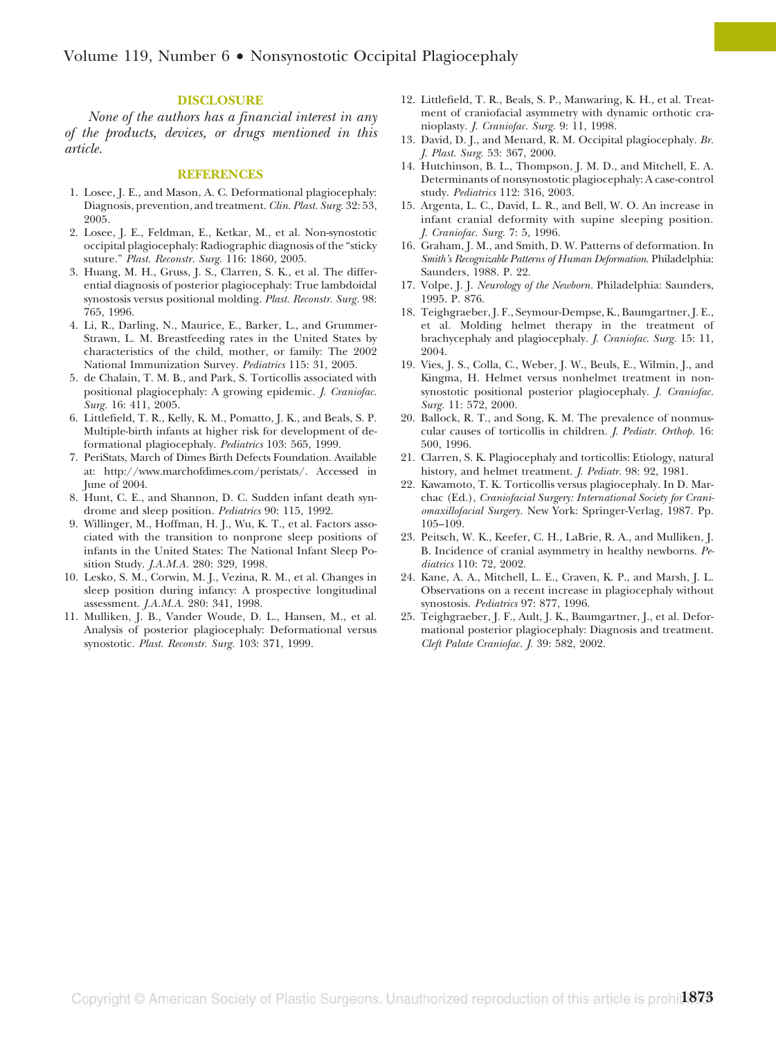## DISCLOSURE

*None of the authors has a financial interest in any of the products, devices, or drugs mentioned in this article.*

## REFERENCES

1. Losee, J. E., and Mason, A. C. Deformational plagiocephaly: Diagnosis, prevention, and treatment. *Clin. Plast. Surg.* 32: 53, 2005.
2. Losee, J. E., Feldman, E., Ketkar, M., et al. Non-synostotic occipital plagiocephaly: Radiographic diagnosis of the "sticky suture." *Plast. Reconstr. Surg.* 116: 1860, 2005.
3. Huang, M. H., Gruss, J. S., Clarren, S. K., et al. The differential diagnosis of posterior plagiocephaly: True lambdoidal synostosis versus positional molding. *Plast. Reconstr. Surg.* 98: 765, 1996.
4. Li, R., Darling, N., Maurice, E., Barker, L., and Grummer-Strawn, L. M. Breastfeeding rates in the United States by characteristics of the child, mother, or family: The 2002 National Immunization Survey. *Pediatrics* 115: 31, 2005.
5. de Chalain, T. M. B., and Park, S. Torticollis associated with positional plagiocephaly: A growing epidemic. *J. Craniofac. Surg.* 16: 411, 2005.
6. Littlefield, T. R., Kelly, K. M., Pomatto, J. K., and Beals, S. P. Multiple-birth infants at higher risk for development of deformational plagiocephaly. *Pediatrics* 103: 565, 1999.
7. PeriStats, March of Dimes Birth Defects Foundation. Available at: http://www.marchofdimes.com/peristats/. Accessed in June of 2004.
8. Hunt, C. E., and Shannon, D. C. Sudden infant death syndrome and sleep position. *Pediatrics* 90: 115, 1992.
9. Willinger, M., Hoffman, H. J., Wu, K. T., et al. Factors associated with the transition to nonprone sleep positions of infants in the United States: The National Infant Sleep Position Study. *J.A.M.A.* 280: 329, 1998.
10. Lesko, S. M., Corwin, M. J., Vezina, R. M., et al. Changes in sleep position during infancy: A prospective longitudinal assessment. *J.A.M.A.* 280: 341, 1998.
11. Mulliken, J. B., Vander Woude, D. L., Hansen, M., et al. Analysis of posterior plagiocephaly: Deformational versus synostotic. *Plast. Reconstr. Surg.* 103: 371, 1999.
12. Littlefield, T. R., Beals, S. P., Manwaring, K. H., et al. Treatment of craniofacial asymmetry with dynamic orthotic cranioplasty. *J. Craniofac. Surg.* 9: 11, 1998.
13. David, D. J., and Menard, R. M. Occipital plagiocephaly. *Br. J. Plast. Surg.* 53: 367, 2000.
14. Hutchinson, B. L., Thompson, J. M. D., and Mitchell, E. A. Determinants of nonsynostotic plagiocephaly: A case-control study. *Pediatrics* 112: 316, 2003.
15. Argenta, L. C., David, L. R., and Bell, W. O. An increase in infant cranial deformity with supine sleeping position. *J. Craniofac. Surg.* 7: 5, 1996.
16. Graham, J. M., and Smith, D. W. Patterns of deformation. In *Smith's Recognizable Patterns of Human Deformation*. Philadelphia: Saunders, 1988. P. 22.
17. Volpe, J. J. *Neurology of the Newborn.* Philadelphia: Saunders, 1995. P. 876.
18. Teighgraeber, J. F., Seymour-Dempse, K., Baumgartner, J. E., et al. Molding helmet therapy in the treatment of brachycephaly and plagiocephaly. *J. Craniofac. Surg.* 15: 11, 2004.
19. Vles, J. S., Colla, C., Weber, J. W., Beuls, E., Wilmin, J., and Kingma, H. Helmet versus nonhelmet treatment in nonsynostotic positional posterior plagiocephaly. *J. Craniofac. Surg.* 11: 572, 2000.
20. Ballock, R. T., and Song, K. M. The prevalence of nonmuscular causes of torticollis in children. *J. Pediatr. Orthop.* 16: 500, 1996.
21. Clarren, S. K. Plagiocephaly and torticollis: Etiology, natural history, and helmet treatment. *J. Pediatr.* 98: 92, 1981.
22. Kawamoto, T. K. Torticollis versus plagiocephaly. In D. Marchac (Ed.), *Craniofacial Surgery: International Society for Craniomaxillofacial Surgery.* New York: Springer-Verlag, 1987. Pp. 105–109.
23. Peitsch, W. K., Keefer, C. H., LaBrie, R. A., and Mulliken, J. B. Incidence of cranial asymmetry in healthy newborns. *Pediatrics* 110: 72, 2002.
24. Kane, A. A., Mitchell, L. E., Craven, K. P., and Marsh, J. L. Observations on a recent increase in plagiocephaly without synostosis. *Pediatrics* 97: 877, 1996.
25. Teighgraeber, J. F., Ault, J. K., Baumgartner, J., et al. Deformational posterior plagiocephaly: Diagnosis and treatment. *Cleft Palate Craniofac. J.* 39: 582, 2002.